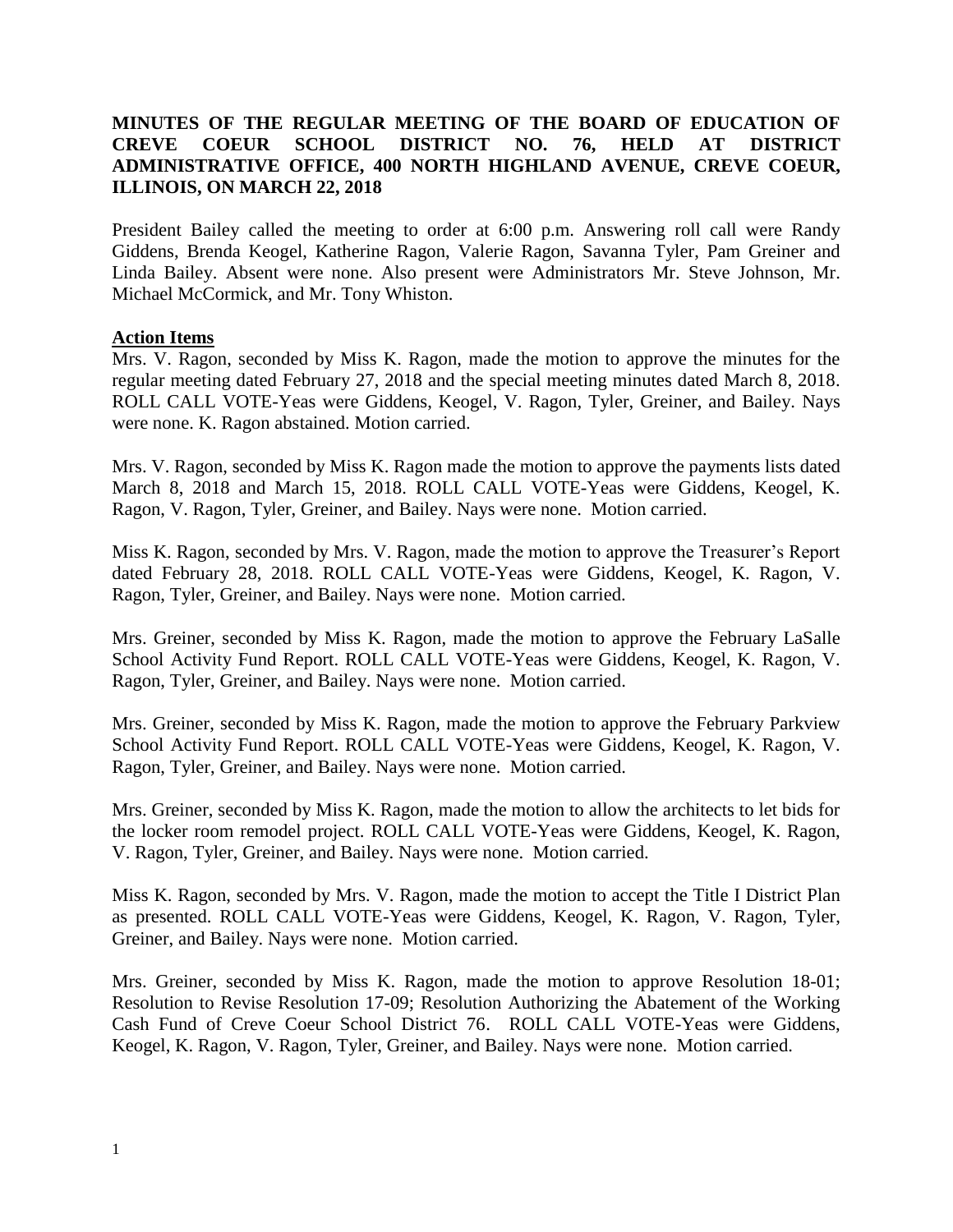# MINUTES OF THE REGULAR MEETING OF THE BOARD OF EDUCATION OF CREVE COEUR SCHOOL DISTRICT NO. 76, HELD AT DISTRICT ADMINISTRATIVE OFFICE, 400 NORTH HIGHLAND AVENUE, CREVE COEUR, ILLINOIS, ON MARCH 22, 2018

President Bailey called the meeting to order at 6:00 p.m. Answering roll call were Randy Giddens, Brenda Keogel, Katherine Ragon, Valerie Ragon, Savanna Tyler, Pam Greiner and Linda Bailey. Absent were none. Also present were Administrators Mr. Steve Johnson, Mr. Michael McCormick, and Mr. Tony Whiston.

## Action Items

Mrs. V. Ragon, seconded by Miss K. Ragon, made the motion to approve the minutes for the regular meeting dated February 27, 2018 and the special meeting minutes dated March 8, 2018. ROLL CALL VOTE-Yeas were Giddens, Keogel, V. Ragon, Tyler, Greiner, and Bailey. Nays were none. K. Ragon abstained. Motion carried.

Mrs. V. Ragon, seconded by Miss K. Ragon made the motion to approve the payments lists dated March 8, 2018 and March 15, 2018. ROLL CALL VOTE-Yeas were Giddens, Keogel, K. Ragon, V. Ragon, Tyler, Greiner, and Bailey. Nays were none. Motion carried.

Miss K. Ragon, seconded by Mrs. V. Ragon, made the motion to approve the Treasurer's Report dated February 28, 2018. ROLL CALL VOTE-Yeas were Giddens, Keogel, K. Ragon, V. Ragon, Tyler, Greiner, and Bailey. Nays were none. Motion carried.

Mrs. Greiner, seconded by Miss K. Ragon, made the motion to approve the February LaSalle School Activity Fund Report. ROLL CALL VOTE-Yeas were Giddens, Keogel, K. Ragon, V. Ragon, Tyler, Greiner, and Bailey. Nays were none. Motion carried.

Mrs. Greiner, seconded by Miss K. Ragon, made the motion to approve the February Parkview School Activity Fund Report. ROLL CALL VOTE-Yeas were Giddens, Keogel, K. Ragon, V. Ragon, Tyler, Greiner, and Bailey. Nays were none. Motion carried.

Mrs. Greiner, seconded by Miss K. Ragon, made the motion to allow the architects to let bids for the locker room remodel project. ROLL CALL VOTE-Yeas were Giddens, Keogel, K. Ragon, V. Ragon, Tyler, Greiner, and Bailey. Nays were none. Motion carried.

Miss K. Ragon, seconded by Mrs. V. Ragon, made the motion to accept the Title I District Plan as presented. ROLL CALL VOTE-Yeas were Giddens, Keogel, K. Ragon, V. Ragon, Tyler, Greiner, and Bailey. Nays were none. Motion carried.

Mrs. Greiner, seconded by Miss K. Ragon, made the motion to approve Resolution 18-01; Resolution to Revise Resolution 17-09; Resolution Authorizing the Abatement of the Working Cash Fund of Creve Coeur School District 76. ROLL CALL VOTE-Yeas were Giddens, Keogel, K. Ragon, V. Ragon, Tyler, Greiner, and Bailey. Nays were none. Motion carried.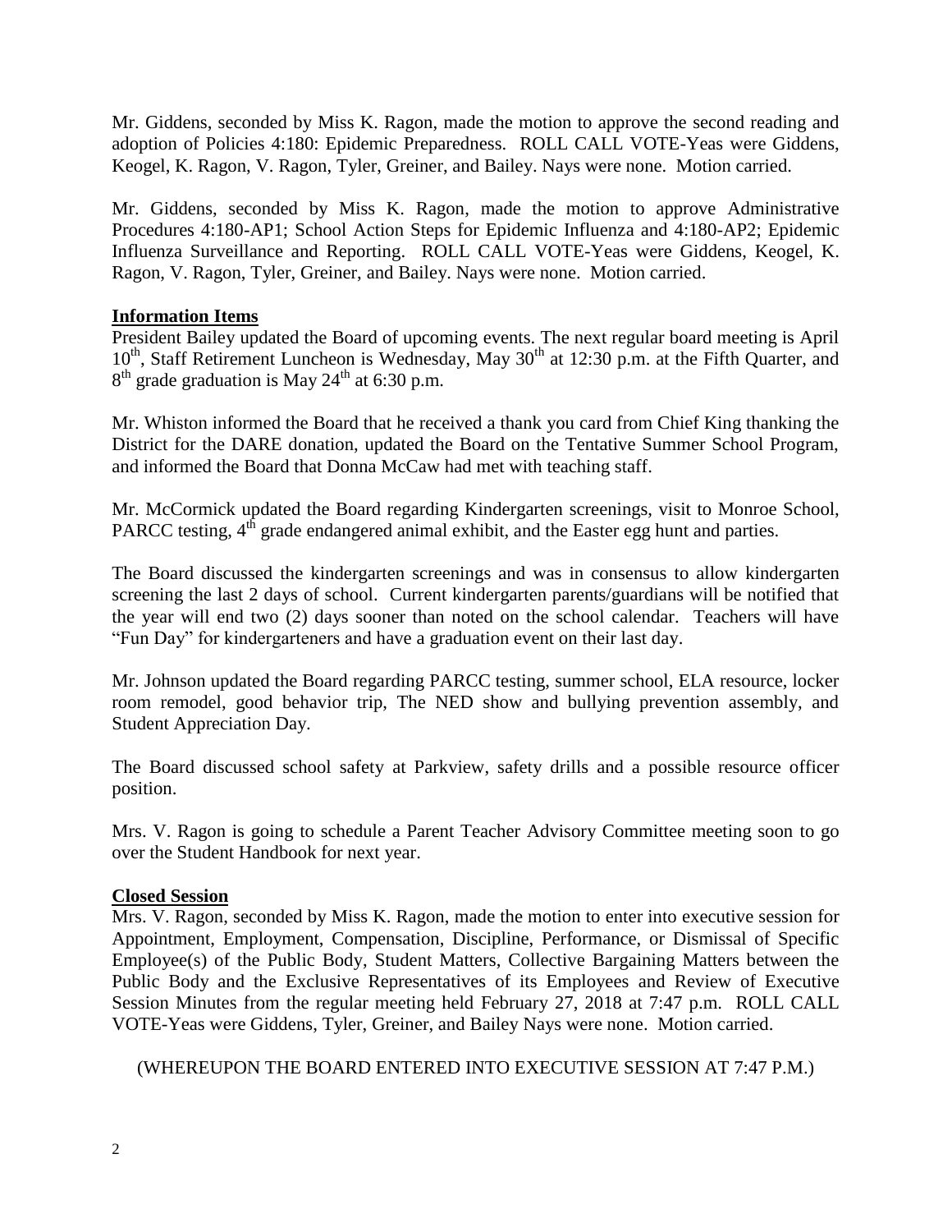Mr. Giddens, seconded by Miss K. Ragon, made the motion to approve the second reading and adoption of Policies 4:180: Epidemic Preparedness. ROLL CALL VOTE-Yeas were Giddens, Keogel, K. Ragon, V. Ragon, Tyler, Greiner, and Bailey. Nays were none. Motion carried.

Mr. Giddens, seconded by Miss K. Ragon, made the motion to approve Administrative Procedures 4:180-AP1; School Action Steps for Epidemic Influenza and 4:180-AP2; Epidemic Influenza Surveillance and Reporting. ROLL CALL VOTE-Yeas were Giddens, Keogel, K. Ragon, V. Ragon, Tyler, Greiner, and Bailey. Nays were none. Motion carried.

**Information Items**

President Bailey updated the Board of upcoming events. The next regular board meeting is April 10th, Staff Retirement Luncheon is Wednesday, May 30th at 12:30 p.m. at the Fifth Quarter, and 8th grade graduation is May 24th at 6:30 p.m.

Mr. Whiston informed the Board that he received a thank you card from Chief King thanking the District for the DARE donation, updated the Board on the Tentative Summer School Program, and informed the Board that Donna McCaw had met with teaching staff.

Mr. McCormick updated the Board regarding Kindergarten screenings, visit to Monroe School, PARCC testing, 4th grade endangered animal exhibit, and the Easter egg hunt and parties.

The Board discussed the kindergarten screenings and was in consensus to allow kindergarten screening the last 2 days of school. Current kindergarten parents/guardians will be notified that the year will end two (2) days sooner than noted on the school calendar. Teachers will have "Fun Day" for kindergarteners and have a graduation event on their last day.

Mr. Johnson updated the Board regarding PARCC testing, summer school, ELA resource, locker room remodel, good behavior trip, The NED show and bullying prevention assembly, and Student Appreciation Day.

The Board discussed school safety at Parkview, safety drills and a possible resource officer position.

Mrs. V. Ragon is going to schedule a Parent Teacher Advisory Committee meeting soon to go over the Student Handbook for next year.

**Closed Session**

Mrs. V. Ragon, seconded by Miss K. Ragon, made the motion to enter into executive session for Appointment, Employment, Compensation, Discipline, Performance, or Dismissal of Specific Employee(s) of the Public Body, Student Matters, Collective Bargaining Matters between the Public Body and the Exclusive Representatives of its Employees and Review of Executive Session Minutes from the regular meeting held February 27, 2018 at 7:47 p.m. ROLL CALL VOTE-Yeas were Giddens, Tyler, Greiner, and Bailey Nays were none. Motion carried.

(WHEREUPON THE BOARD ENTERED INTO EXECUTIVE SESSION AT 7:47 P.M.)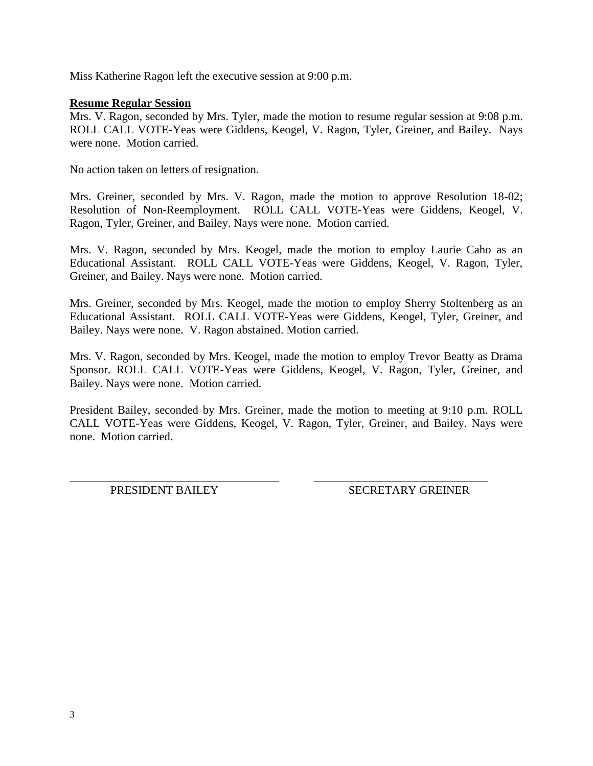Miss Katherine Ragon left the executive session at 9:00 p.m.

**Resume Regular Session**

Mrs. V. Ragon, seconded by Mrs. Tyler, made the motion to resume regular session at 9:08 p.m. ROLL CALL VOTE-Yeas were Giddens, Keogel, V. Ragon, Tyler, Greiner, and Bailey. Nays were none. Motion carried.

No action taken on letters of resignation.

Mrs. Greiner, seconded by Mrs. V. Ragon, made the motion to approve Resolution 18-02; Resolution of Non-Reemployment. ROLL CALL VOTE-Yeas were Giddens, Keogel, V. Ragon, Tyler, Greiner, and Bailey. Nays were none. Motion carried.

Mrs. V. Ragon, seconded by Mrs. Keogel, made the motion to employ Laurie Caho as an Educational Assistant. ROLL CALL VOTE-Yeas were Giddens, Keogel, V. Ragon, Tyler, Greiner, and Bailey. Nays were none. Motion carried.

Mrs. Greiner, seconded by Mrs. Keogel, made the motion to employ Sherry Stoltenberg as an Educational Assistant. ROLL CALL VOTE-Yeas were Giddens, Keogel, Tyler, Greiner, and Bailey. Nays were none. V. Ragon abstained. Motion carried.

Mrs. V. Ragon, seconded by Mrs. Keogel, made the motion to employ Trevor Beatty as Drama Sponsor. ROLL CALL VOTE-Yeas were Giddens, Keogel, V. Ragon, Tyler, Greiner, and Bailey. Nays were none. Motion carried.

President Bailey, seconded by Mrs. Greiner, made the motion to meeting at 9:10 p.m. ROLL CALL VOTE-Yeas were Giddens, Keogel, V. Ragon, Tyler, Greiner, and Bailey. Nays were none. Motion carried.

_____________________________________ PRESIDENT BAILEY

_______________________________ SECRETARY GREINER